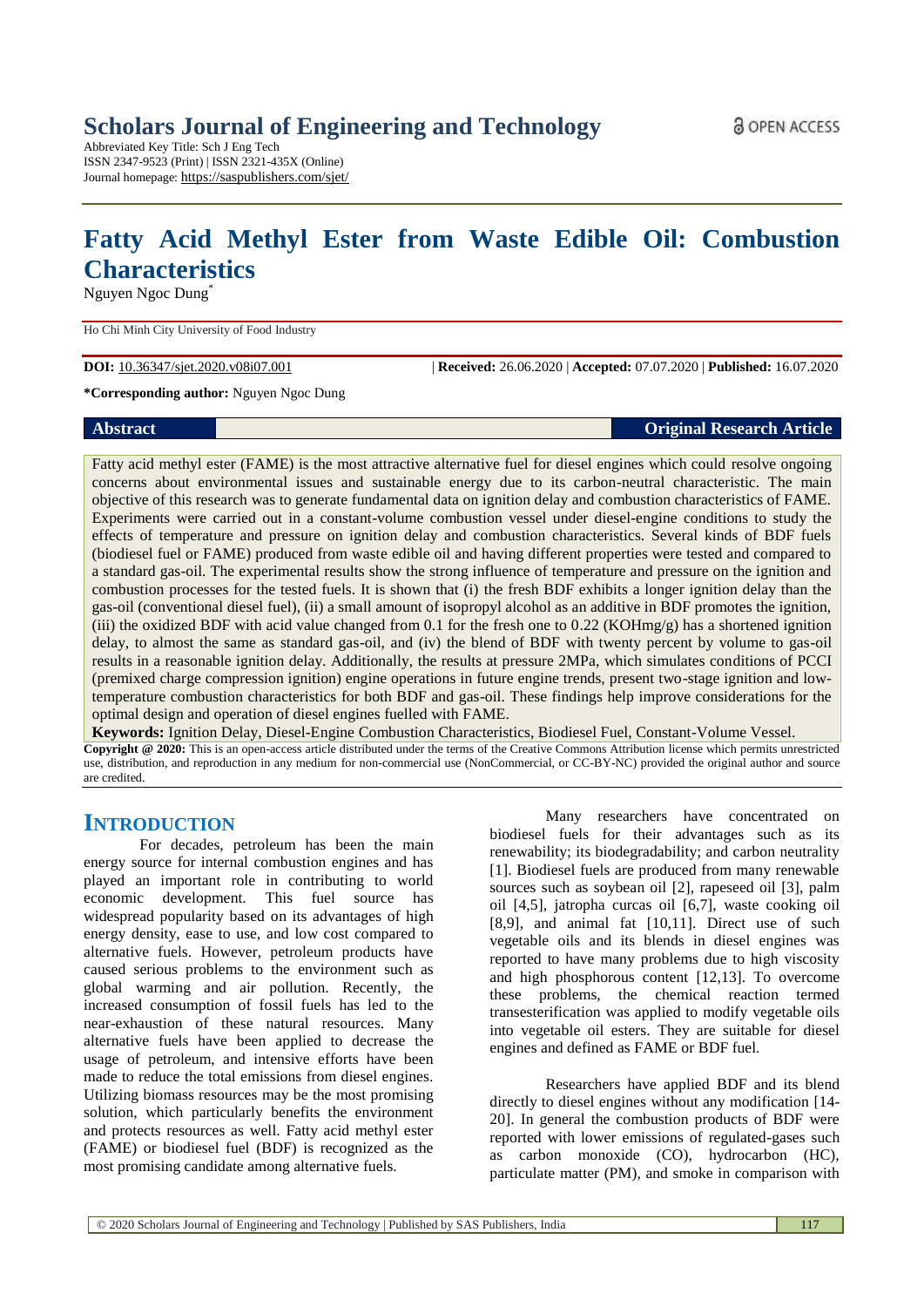# Scholars Journal of Engineering and Technology

Abbreviated Key Title: Sch J Eng Tech
ISSN 2347-9523 (Print) | ISSN 2321-435X (Online)
Journal homepage: https://saspublishers.com/sjet/

OPEN ACCESS

# Fatty Acid Methyl Ester from Waste Edible Oil: Combustion Characteristics

Nguyen Ngoc Dung*

Ho Chi Minh City University of Food Industry

**DOI:** 10.36347/sjet.2020.v08i07.001 | **Received:** 26.06.2020 | **Accepted:** 07.07.2020 | **Published:** 16.07.2020

**\*Corresponding author:** Nguyen Ngoc Dung

**Abstract** **Original Research Article**

Fatty acid methyl ester (FAME) is the most attractive alternative fuel for diesel engines which could resolve ongoing concerns about environmental issues and sustainable energy due to its carbon-neutral characteristic. The main objective of this research was to generate fundamental data on ignition delay and combustion characteristics of FAME. Experiments were carried out in a constant-volume combustion vessel under diesel-engine conditions to study the effects of temperature and pressure on ignition delay and combustion characteristics. Several kinds of BDF fuels (biodiesel fuel or FAME) produced from waste edible oil and having different properties were tested and compared to a standard gas-oil. The experimental results show the strong influence of temperature and pressure on the ignition and combustion processes for the tested fuels. It is shown that (i) the fresh BDF exhibits a longer ignition delay than the gas-oil (conventional diesel fuel), (ii) a small amount of isopropyl alcohol as an additive in BDF promotes the ignition, (iii) the oxidized BDF with acid value changed from 0.1 for the fresh one to 0.22 (KOHmg/g) has a shortened ignition delay, to almost the same as standard gas-oil, and (iv) the blend of BDF with twenty percent by volume to gas-oil results in a reasonable ignition delay. Additionally, the results at pressure 2MPa, which simulates conditions of PCCI (premixed charge compression ignition) engine operations in future engine trends, present two-stage ignition and low-temperature combustion characteristics for both BDF and gas-oil. These findings help improve considerations for the optimal design and operation of diesel engines fuelled with FAME.

**Keywords:** Ignition Delay, Diesel-Engine Combustion Characteristics, Biodiesel Fuel, Constant-Volume Vessel.

**Copyright @ 2020:** This is an open-access article distributed under the terms of the Creative Commons Attribution license which permits unrestricted use, distribution, and reproduction in any medium for non-commercial use (NonCommercial, or CC-BY-NC) provided the original author and source are credited.

## INTRODUCTION

For decades, petroleum has been the main energy source for internal combustion engines and has played an important role in contributing to world economic development. This fuel source has widespread popularity based on its advantages of high energy density, ease to use, and low cost compared to alternative fuels. However, petroleum products have caused serious problems to the environment such as global warming and air pollution. Recently, the increased consumption of fossil fuels has led to the near-exhaustion of these natural resources. Many alternative fuels have been applied to decrease the usage of petroleum, and intensive efforts have been made to reduce the total emissions from diesel engines. Utilizing biomass resources may be the most promising solution, which particularly benefits the environment and protects resources as well. Fatty acid methyl ester (FAME) or biodiesel fuel (BDF) is recognized as the most promising candidate among alternative fuels.

Many researchers have concentrated on biodiesel fuels for their advantages such as its renewability; its biodegradability; and carbon neutrality [1]. Biodiesel fuels are produced from many renewable sources such as soybean oil [2], rapeseed oil [3], palm oil [4,5], jatropha curcas oil [6,7], waste cooking oil [8,9], and animal fat [10,11]. Direct use of such vegetable oils and its blends in diesel engines was reported to have many problems due to high viscosity and high phosphorous content [12,13]. To overcome these problems, the chemical reaction termed transesterification was applied to modify vegetable oils into vegetable oil esters. They are suitable for diesel engines and defined as FAME or BDF fuel.

Researchers have applied BDF and its blend directly to diesel engines without any modification [14-20]. In general the combustion products of BDF were reported with lower emissions of regulated-gases such as carbon monoxide (CO), hydrocarbon (HC), particulate matter (PM), and smoke in comparison with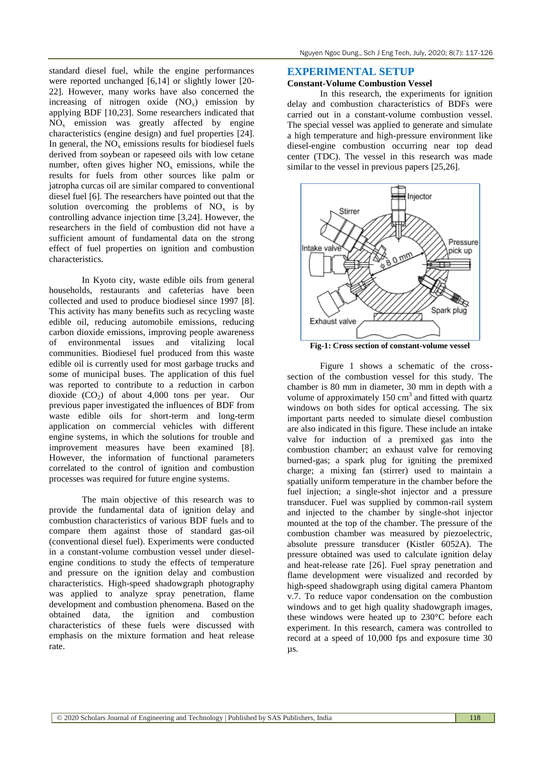standard diesel fuel, while the engine performances were reported unchanged [6,14] or slightly lower [20-22]. However, many works have also concerned the increasing of nitrogen oxide ($NO_x$) emission by applying BDF [10,23]. Some researchers indicated that $NO_x$ emission was greatly affected by engine characteristics (engine design) and fuel properties [24]. In general, the $NO_x$ emissions results for biodiesel fuels derived from soybean or rapeseed oils with low cetane number, often gives higher $NO_x$ emissions, while the results for fuels from other sources like palm or jatropha curcas oil are similar compared to conventional diesel fuel [6]. The researchers have pointed out that the solution overcoming the problems of $NO_x$ is by controlling advance injection time [3,24]. However, the researchers in the field of combustion did not have a sufficient amount of fundamental data on the strong effect of fuel properties on ignition and combustion characteristics.

In Kyoto city, waste edible oils from general households, restaurants and cafeterias have been collected and used to produce biodiesel since 1997 [8]. This activity has many benefits such as recycling waste edible oil, reducing automobile emissions, reducing carbon dioxide emissions, improving people awareness of environmental issues and vitalizing local communities. Biodiesel fuel produced from this waste edible oil is currently used for most garbage trucks and some of municipal buses. The application of this fuel was reported to contribute to a reduction in carbon dioxide ($CO_2$) of about 4,000 tons per year. Our previous paper investigated the influences of BDF from waste edible oils for short-term and long-term application on commercial vehicles with different engine systems, in which the solutions for trouble and improvement measures have been examined [8]. However, the information of functional parameters correlated to the control of ignition and combustion processes was required for future engine systems.

The main objective of this research was to provide the fundamental data of ignition delay and combustion characteristics of various BDF fuels and to compare them against those of standard gas-oil (conventional diesel fuel). Experiments were conducted in a constant-volume combustion vessel under diesel-engine conditions to study the effects of temperature and pressure on the ignition delay and combustion characteristics. High-speed shadowgraph photography was applied to analyze spray penetration, flame development and combustion phenomena. Based on the obtained data, the ignition and combustion characteristics of these fuels were discussed with emphasis on the mixture formation and heat release rate.

## EXPERIMENTAL SETUP

### Constant-Volume Combustion Vessel

In this research, the experiments for ignition delay and combustion characteristics of BDFs were carried out in a constant-volume combustion vessel. The special vessel was applied to generate and simulate a high temperature and high-pressure environment like diesel-engine combustion occurring near top dead center (TDC). The vessel in this research was made similar to the vessel in previous papers [25,26].

**Fig-1: Cross section of constant-volume vessel**

Figure 1 shows a schematic of the cross-section of the combustion vessel for this study. The chamber is 80 mm in diameter, 30 mm in depth with a volume of approximately 150 $cm^3$ and fitted with quartz windows on both sides for optical accessing. The six important parts needed to simulate diesel combustion are also indicated in this figure. These include an intake valve for induction of a premixed gas into the combustion chamber; an exhaust valve for removing burned-gas; a spark plug for igniting the premixed charge; a mixing fan (stirrer) used to maintain a spatially uniform temperature in the chamber before the fuel injection; a single-shot injector and a pressure transducer. Fuel was supplied by common-rail system and injected to the chamber by single-shot injector mounted at the top of the chamber. The pressure of the combustion chamber was measured by piezoelectric, absolute pressure transducer (Kistler 6052A). The pressure obtained was used to calculate ignition delay and heat-release rate [26]. Fuel spray penetration and flame development were visualized and recorded by high-speed shadowgraph using digital camera Phantom v.7. To reduce vapor condensation on the combustion windows and to get high quality shadowgraph images, these windows were heated up to 230°C before each experiment. In this research, camera was controlled to record at a speed of 10,000 fps and exposure time 30 µs.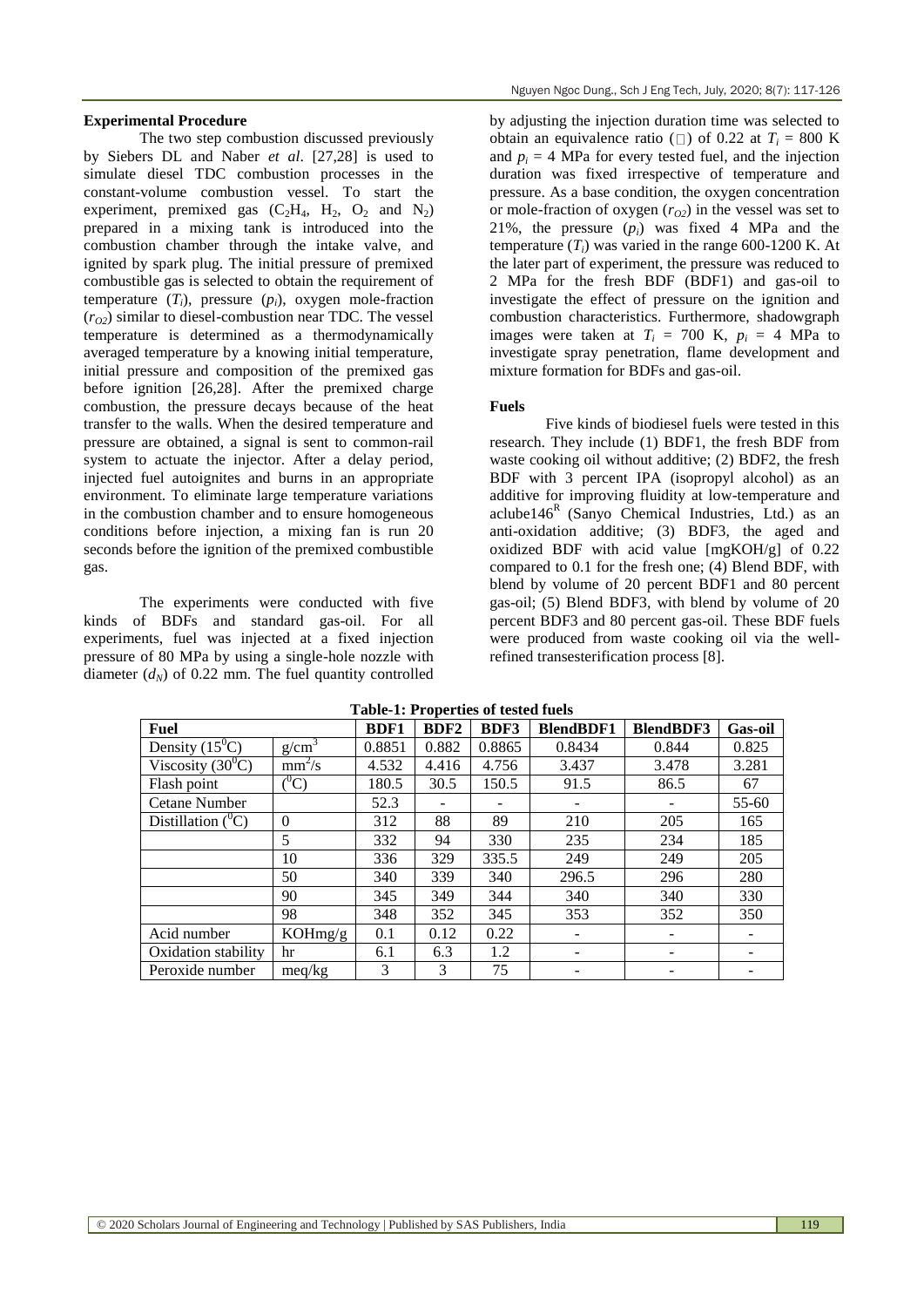**Experimental Procedure**

The two step combustion discussed previously by Siebers DL and Naber *et al*. [27,28] is used to simulate diesel TDC combustion processes in the constant-volume combustion vessel. To start the experiment, premixed gas ($C_2H_4$, $H_2$, $O_2$ and $N_2$) prepared in a mixing tank is introduced into the combustion chamber through the intake valve, and ignited by spark plug. The initial pressure of premixed combustible gas is selected to obtain the requirement of temperature ($T_i$), pressure ($p_i$), oxygen mole-fraction ($r_{O2}$) similar to diesel-combustion near TDC. The vessel temperature is determined as a thermodynamically averaged temperature by a knowing initial temperature, initial pressure and composition of the premixed gas before ignition [26,28]. After the premixed charge combustion, the pressure decays because of the heat transfer to the walls. When the desired temperature and pressure are obtained, a signal is sent to common-rail system to actuate the injector. After a delay period, injected fuel autoignites and burns in an appropriate environment. To eliminate large temperature variations in the combustion chamber and to ensure homogeneous conditions before injection, a mixing fan is run 20 seconds before the ignition of the premixed combustible gas.

The experiments were conducted with five kinds of BDFs and standard gas-oil. For all experiments, fuel was injected at a fixed injection pressure of 80 MPa by using a single-hole nozzle with diameter ($d_N$) of 0.22 mm. The fuel quantity controlled by adjusting the injection duration time was selected to obtain an equivalence ratio ($\phi$) of 0.22 at $T_i$ = 800 K and $p_i$ = 4 MPa for every tested fuel, and the injection duration was fixed irrespective of temperature and pressure. As a base condition, the oxygen concentration or mole-fraction of oxygen ($r_{O2}$) in the vessel was set to 21%, the pressure ($p_i$) was fixed 4 MPa and the temperature ($T_i$) was varied in the range 600-1200 K. At the later part of experiment, the pressure was reduced to 2 MPa for the fresh BDF (BDF1) and gas-oil to investigate the effect of pressure on the ignition and combustion characteristics. Furthermore, shadowgraph images were taken at $T_i$ = 700 K, $p_i$ = 4 MPa to investigate spray penetration, flame development and mixture formation for BDFs and gas-oil.

**Fuels**

Five kinds of biodiesel fuels were tested in this research. They include (1) BDF1, the fresh BDF from waste cooking oil without additive; (2) BDF2, the fresh BDF with 3 percent IPA (isopropyl alcohol) as an additive for improving fluidity at low-temperature and aclube146[R] (Sanyo Chemical Industries, Ltd.) as an anti-oxidation additive; (3) BDF3, the aged and oxidized BDF with acid value [mgKOH/g] of 0.22 compared to 0.1 for the fresh one; (4) Blend BDF, with blend by volume of 20 percent BDF1 and 80 percent gas-oil; (5) Blend BDF3, with blend by volume of 20 percent BDF3 and 80 percent gas-oil. These BDF fuels were produced from waste cooking oil via the well-refined transesterification process [8].

**Table-1: Properties of tested fuels**

| Fuel | | BDF1 | BDF2 | BDF3 | BlendBDF1 | BlendBDF3 | Gas-oil |
|---|---|---|---|---|---|---|---|
| Density ($15^0$C) | g/cm$^3$ | 0.8851 | 0.882 | 0.8865 | 0.8434 | 0.844 | 0.825 |
| Viscosity ($30^0$C) | mm$^2$/s | 4.532 | 4.416 | 4.756 | 3.437 | 3.478 | 3.281 |
| Flash point | ($^0$C) | 180.5 | 30.5 | 150.5 | 91.5 | 86.5 | 67 |
| Cetane Number | | 52.3 | - | - | - | - | 55-60 |
| Distillation ($^0$C) | 0 | 312 | 88 | 89 | 210 | 205 | 165 |
| | 5 | 332 | 94 | 330 | 235 | 234 | 185 |
| | 10 | 336 | 329 | 335.5 | 249 | 249 | 205 |
| | 50 | 340 | 339 | 340 | 296.5 | 296 | 280 |
| | 90 | 345 | 349 | 344 | 340 | 340 | 330 |
| | 98 | 348 | 352 | 345 | 353 | 352 | 350 |
| Acid number | KOHmg/g | 0.1 | 0.12 | 0.22 | - | - | - |
| Oxidation stability | hr | 6.1 | 6.3 | 1.2 | - | - | - |
| Peroxide number | meq/kg | 3 | 3 | 75 | - | - | - |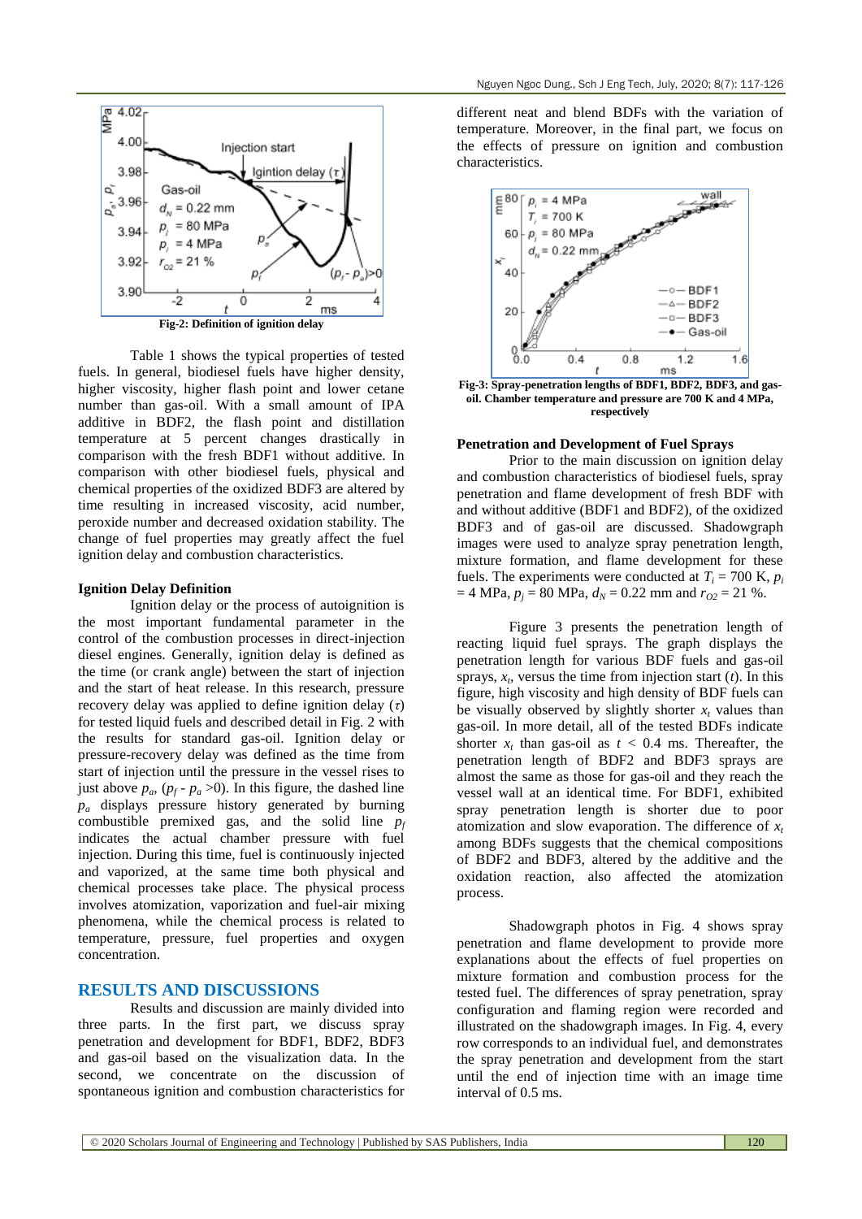Fig-2: Definition of ignition delay

Table 1 shows the typical properties of tested fuels. In general, biodiesel fuels have higher density, higher viscosity, higher flash point and lower cetane number than gas-oil. With a small amount of IPA additive in BDF2, the flash point and distillation temperature at 5 percent changes drastically in comparison with the fresh BDF1 without additive. In comparison with other biodiesel fuels, physical and chemical properties of the oxidized BDF3 are altered by time resulting in increased viscosity, acid number, peroxide number and decreased oxidation stability. The change of fuel properties may greatly affect the fuel ignition delay and combustion characteristics.

### Ignition Delay Definition

Ignition delay or the process of autoignition is the most important fundamental parameter in the control of the combustion processes in direct-injection diesel engines. Generally, ignition delay is defined as the time (or crank angle) between the start of injection and the start of heat release. In this research, pressure recovery delay was applied to define ignition delay ($\tau$) for tested liquid fuels and described detail in Fig. 2 with the results for standard gas-oil. Ignition delay or pressure-recovery delay was defined as the time from start of injection until the pressure in the vessel rises to just above $p_a$, ($p_f$ - $p_a$ >0). In this figure, the dashed line $p_a$ displays pressure history generated by burning combustible premixed gas, and the solid line $p_f$ indicates the actual chamber pressure with fuel injection. During this time, fuel is continuously injected and vaporized, at the same time both physical and chemical processes take place. The physical process involves atomization, vaporization and fuel-air mixing phenomena, while the chemical process is related to temperature, pressure, fuel properties and oxygen concentration.

## RESULTS AND DISCUSSIONS

Results and discussion are mainly divided into three parts. In the first part, we discuss spray penetration and development for BDF1, BDF2, BDF3 and gas-oil based on the visualization data. In the second, we concentrate on the discussion of spontaneous ignition and combustion characteristics for different neat and blend BDFs with the variation of temperature. Moreover, in the final part, we focus on the effects of pressure on ignition and combustion characteristics.

Fig-3: Spray-penetration lengths of BDF1, BDF2, BDF3, and gas-oil. Chamber temperature and pressure are 700 K and 4 MPa, respectively

### Penetration and Development of Fuel Sprays

Prior to the main discussion on ignition delay and combustion characteristics of biodiesel fuels, spray penetration and flame development of fresh BDF with and without additive (BDF1 and BDF2), of the oxidized BDF3 and of gas-oil are discussed. Shadowgraph images were used to analyze spray penetration length, mixture formation, and flame development for these fuels. The experiments were conducted at $T_i$ = 700 K, $p_i$ = 4 MPa, $p_j$ = 80 MPa, $d_N$ = 0.22 mm and $r_{O2}$ = 21 %.

Figure 3 presents the penetration length of reacting liquid fuel sprays. The graph displays the penetration length for various BDF fuels and gas-oil sprays, $x_t$, versus the time from injection start ($t$). In this figure, high viscosity and high density of BDF fuels can be visually observed by slightly shorter $x_t$ values than gas-oil. In more detail, all of the tested BDFs indicate shorter $x_t$ than gas-oil as $t$ < 0.4 ms. Thereafter, the penetration length of BDF2 and BDF3 sprays are almost the same as those for gas-oil and they reach the vessel wall at an identical time. For BDF1, exhibited spray penetration length is shorter due to poor atomization and slow evaporation. The difference of $x_t$ among BDFs suggests that the chemical compositions of BDF2 and BDF3, altered by the additive and the oxidation reaction, also affected the atomization process.

Shadowgraph photos in Fig. 4 shows spray penetration and flame development to provide more explanations about the effects of fuel properties on mixture formation and combustion process for the tested fuel. The differences of spray penetration, spray configuration and flaming region were recorded and illustrated on the shadowgraph images. In Fig. 4, every row corresponds to an individual fuel, and demonstrates the spray penetration and development from the start until the end of injection time with an image time interval of 0.5 ms.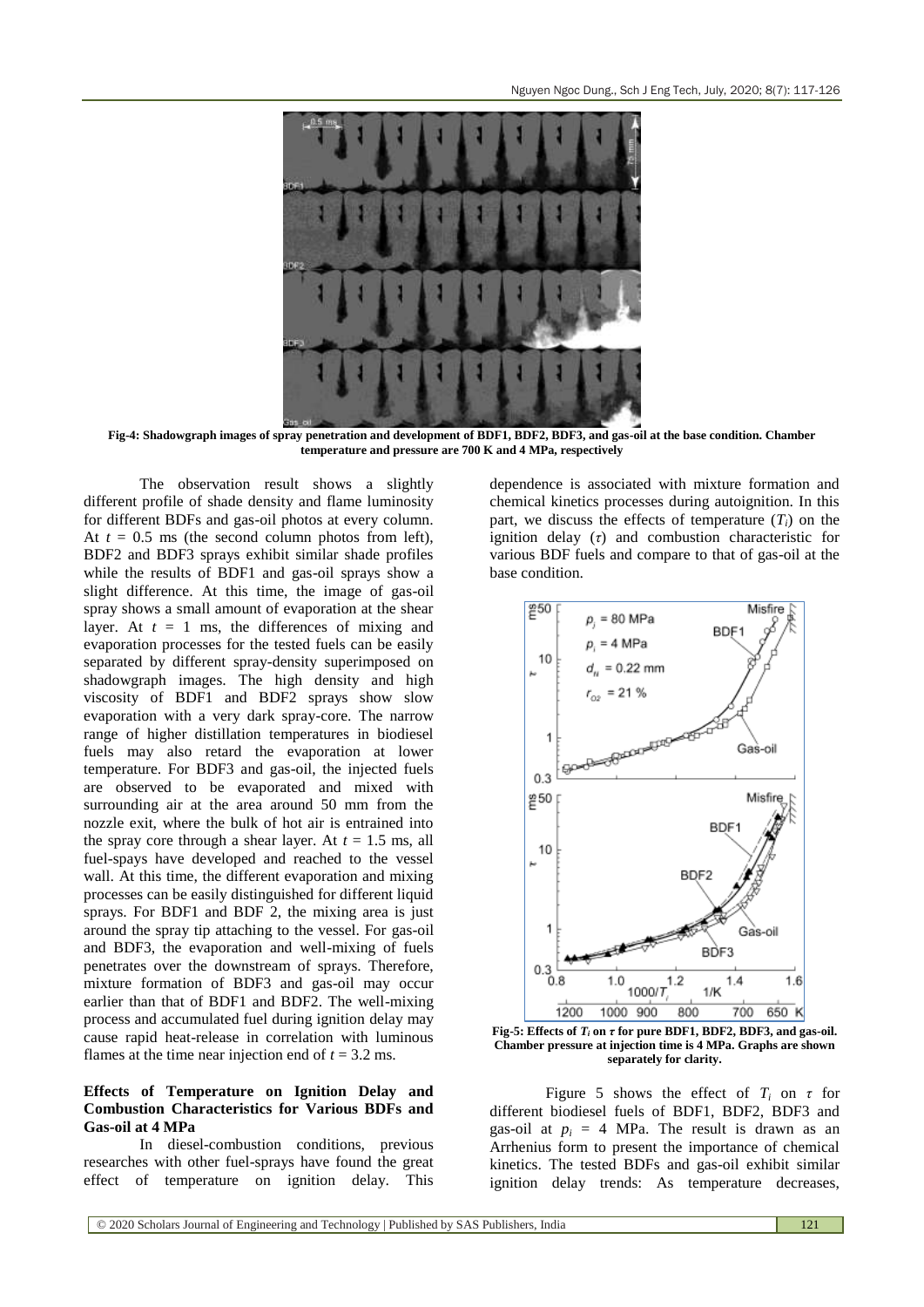**Fig-4: Shadowgraph images of spray penetration and development of BDF1, BDF2, BDF3, and gas-oil at the base condition. Chamber temperature and pressure are 700 K and 4 MPa, respectively**

The observation result shows a slightly different profile of shade density and flame luminosity for different BDFs and gas-oil photos at every column. At $t$ = 0.5 ms (the second column photos from left), BDF2 and BDF3 sprays exhibit similar shade profiles while the results of BDF1 and gas-oil sprays show a slight difference. At this time, the image of gas-oil spray shows a small amount of evaporation at the shear layer. At $t$ = 1 ms, the differences of mixing and evaporation processes for the tested fuels can be easily separated by different spray-density superimposed on shadowgraph images. The high density and high viscosity of BDF1 and BDF2 sprays show slow evaporation with a very dark spray-core. The narrow range of higher distillation temperatures in biodiesel fuels may also retard the evaporation at lower temperature. For BDF3 and gas-oil, the injected fuels are observed to be evaporated and mixed with surrounding air at the area around 50 mm from the nozzle exit, where the bulk of hot air is entrained into the spray core through a shear layer. At $t$ = 1.5 ms, all fuel-spays have developed and reached to the vessel wall. At this time, the different evaporation and mixing processes can be easily distinguished for different liquid sprays. For BDF1 and BDF 2, the mixing area is just around the spray tip attaching to the vessel. For gas-oil and BDF3, the evaporation and well-mixing of fuels penetrates over the downstream of sprays. Therefore, mixture formation of BDF3 and gas-oil may occur earlier than that of BDF1 and BDF2. The well-mixing process and accumulated fuel during ignition delay may cause rapid heat-release in correlation with luminous flames at the time near injection end of $t$ = 3.2 ms.

### Effects of Temperature on Ignition Delay and Combustion Characteristics for Various BDFs and Gas-oil at 4 MPa

In diesel-combustion conditions, previous researches with other fuel-sprays have found the great effect of temperature on ignition delay. This dependence is associated with mixture formation and chemical kinetics processes during autoignition. In this part, we discuss the effects of temperature ($T_i$) on the ignition delay ($\tau$) and combustion characteristic for various BDF fuels and compare to that of gas-oil at the base condition.

**Fig-5: Effects of $T_i$ on $\tau$ for pure BDF1, BDF2, BDF3, and gas-oil. Chamber pressure at injection time is 4 MPa. Graphs are shown separately for clarity.**

Figure 5 shows the effect of $T_i$ on $\tau$ for different biodiesel fuels of BDF1, BDF2, BDF3 and gas-oil at $p_i$ = 4 MPa. The result is drawn as an Arrhenius form to present the importance of chemical kinetics. The tested BDFs and gas-oil exhibit similar ignition delay trends: As temperature decreases,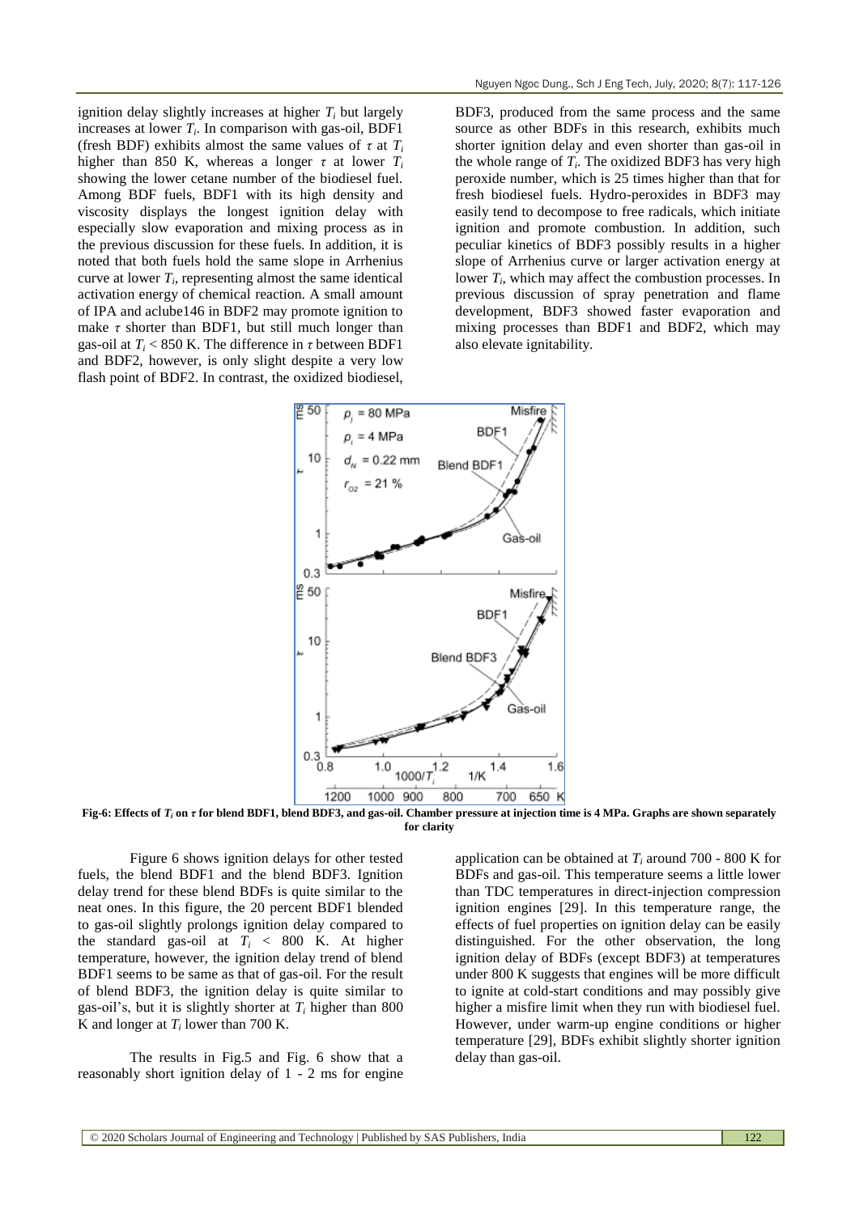ignition delay slightly increases at higher $T_i$ but largely increases at lower $T_i$. In comparison with gas-oil, BDF1 (fresh BDF) exhibits almost the same values of $\tau$ at $T_i$ higher than 850 K, whereas a longer $\tau$ at lower $T_i$ showing the lower cetane number of the biodiesel fuel. Among BDF fuels, BDF1 with its high density and viscosity displays the longest ignition delay with especially slow evaporation and mixing process as in the previous discussion for these fuels. In addition, it is noted that both fuels hold the same slope in Arrhenius curve at lower $T_i$, representing almost the same identical activation energy of chemical reaction. A small amount of IPA and aclube146 in BDF2 may promote ignition to make $\tau$ shorter than BDF1, but still much longer than gas-oil at $T_i < 850$ K. The difference in $\tau$ between BDF1 and BDF2, however, is only slight despite a very low flash point of BDF2. In contrast, the oxidized biodiesel, BDF3, produced from the same process and the same source as other BDFs in this research, exhibits much shorter ignition delay and even shorter than gas-oil in the whole range of $T_i$. The oxidized BDF3 has very high peroxide number, which is 25 times higher than that for fresh biodiesel fuels. Hydro-peroxides in BDF3 may easily tend to decompose to free radicals, which initiate ignition and promote combustion. In addition, such peculiar kinetics of BDF3 possibly results in a higher slope of Arrhenius curve or larger activation energy at lower $T_i$, which may affect the combustion processes. In previous discussion of spray penetration and flame development, BDF3 showed faster evaporation and mixing processes than BDF1 and BDF2, which may also elevate ignitability.

**Fig-6: Effects of $T_i$ on $\tau$ for blend BDF1, blend BDF3, and gas-oil. Chamber pressure at injection time is 4 MPa. Graphs are shown separately for clarity**

Figure 6 shows ignition delays for other tested fuels, the blend BDF1 and the blend BDF3. Ignition delay trend for these blend BDFs is quite similar to the neat ones. In this figure, the 20 percent BDF1 blended to gas-oil slightly prolongs ignition delay compared to the standard gas-oil at $T_i < 800$ K. At higher temperature, however, the ignition delay trend of blend BDF1 seems to be same as that of gas-oil. For the result of blend BDF3, the ignition delay is quite similar to gas-oil's, but it is slightly shorter at $T_i$ higher than 800 K and longer at $T_i$ lower than 700 K.

The results in Fig.5 and Fig. 6 show that a reasonably short ignition delay of 1 - 2 ms for engine application can be obtained at $T_i$ around 700 - 800 K for BDFs and gas-oil. This temperature seems a little lower than TDC temperatures in direct-injection compression ignition engines [29]. In this temperature range, the effects of fuel properties on ignition delay can be easily distinguished. For the other observation, the long ignition delay of BDFs (except BDF3) at temperatures under 800 K suggests that engines will be more difficult to ignite at cold-start conditions and may possibly give higher a misfire limit when they run with biodiesel fuel. However, under warm-up engine conditions or higher temperature [29], BDFs exhibit slightly shorter ignition delay than gas-oil.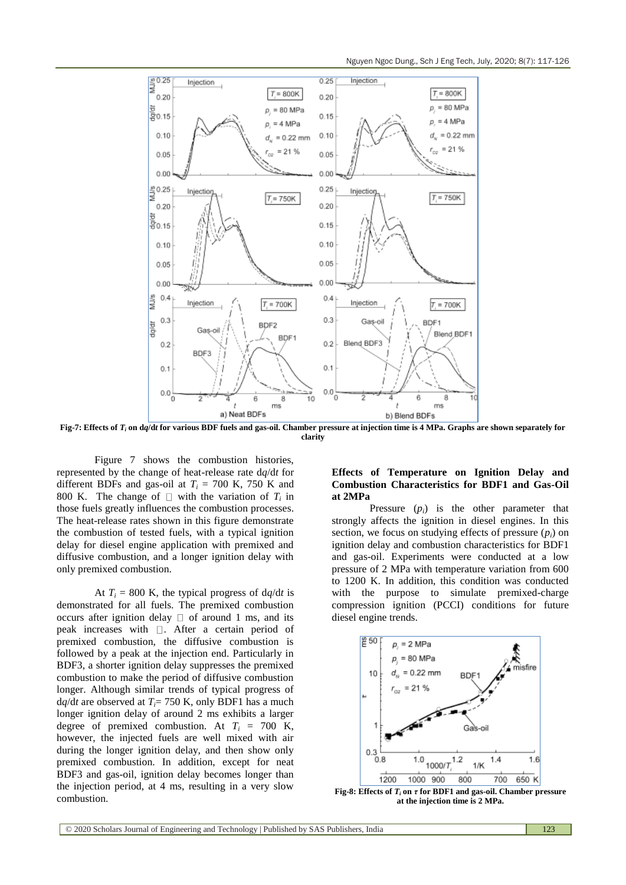**Fig-7: Effects of $T_i$ on d$q$/d$t$ for various BDF fuels and gas-oil. Chamber pressure at injection time is 4 MPa. Graphs are shown separately for clarity**

Figure 7 shows the combustion histories, represented by the change of heat-release rate d$q$/d$t$ for different BDFs and gas-oil at $T_i$ = 700 K, 750 K and 800 K. The change of $\tau$ with the variation of $T_i$ in those fuels greatly influences the combustion processes. The heat-release rates shown in this figure demonstrate the combustion of tested fuels, with a typical ignition delay for diesel engine application with premixed and diffusive combustion, and a longer ignition delay with only premixed combustion.

At $T_i$ = 800 K, the typical progress of d$q$/d$t$ is demonstrated for all fuels. The premixed combustion occurs after ignition delay $\tau$ of around 1 ms, and its peak increases with $\tau$. After a certain period of premixed combustion, the diffusive combustion is followed by a peak at the injection end. Particularly in BDF3, a shorter ignition delay suppresses the premixed combustion to make the period of diffusive combustion longer. Although similar trends of typical progress of d$q$/d$t$ are observed at $T_i$= 750 K, only BDF1 has a much longer ignition delay of around 2 ms exhibits a larger degree of premixed combustion. At $T_i$ = 700 K, however, the injected fuels are well mixed with air during the longer ignition delay, and then show only premixed combustion. In addition, except for neat BDF3 and gas-oil, ignition delay becomes longer than the injection period, at 4 ms, resulting in a very slow combustion.

### Effects of Temperature on Ignition Delay and Combustion Characteristics for BDF1 and Gas-Oil at 2MPa

Pressure ($p_i$) is the other parameter that strongly affects the ignition in diesel engines. In this section, we focus on studying effects of pressure ($p_i$) on ignition delay and combustion characteristics for BDF1 and gas-oil. Experiments were conducted at a low pressure of 2 MPa with temperature variation from 600 to 1200 K. In addition, this condition was conducted with the purpose to simulate premixed-charge compression ignition (PCCI) conditions for future diesel engine trends.

**Fig-8: Effects of $T_i$ on $\tau$ for BDF1 and gas-oil. Chamber pressure at the injection time is 2 MPa.**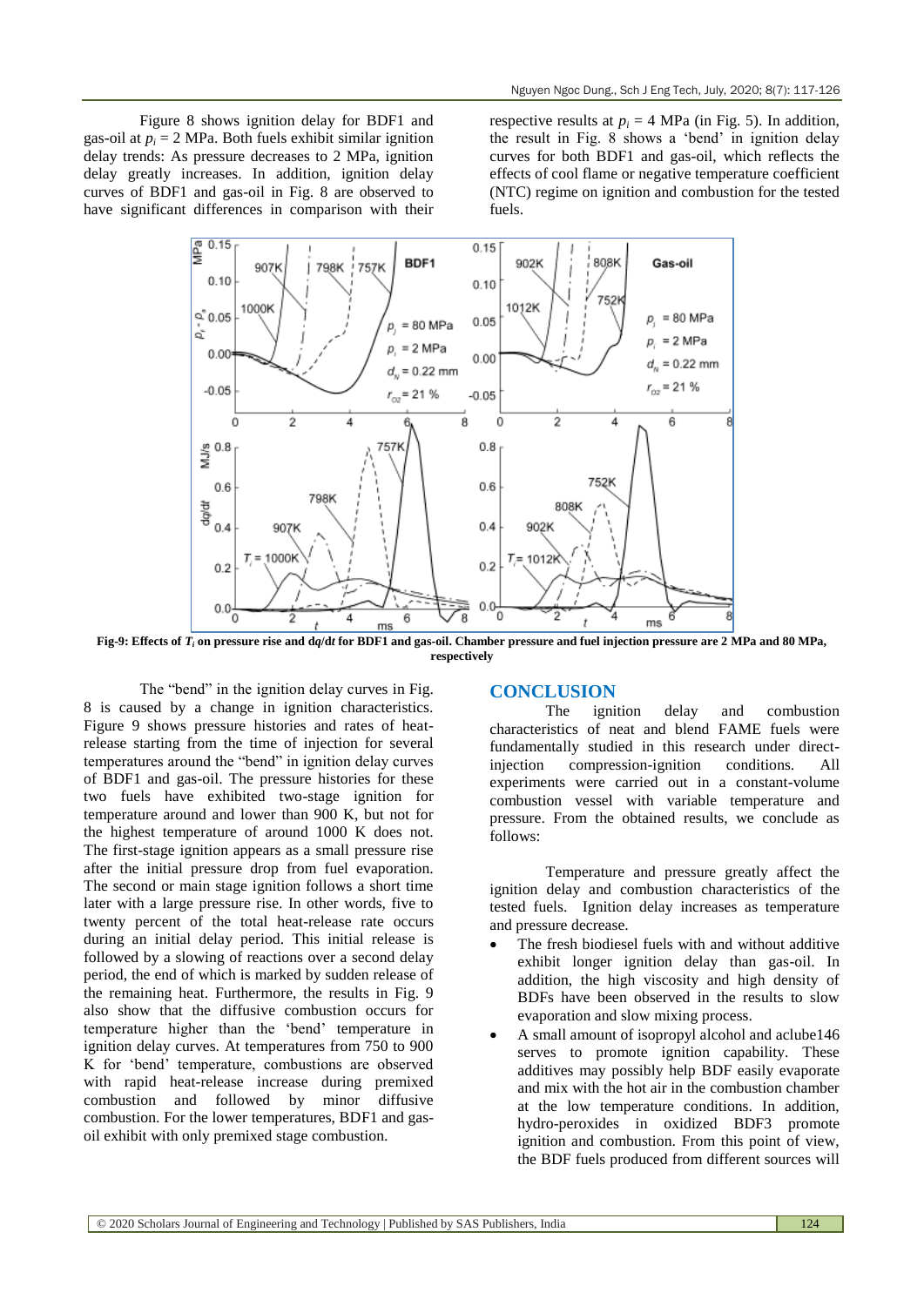Figure 8 shows ignition delay for BDF1 and gas-oil at $p_i$ = 2 MPa. Both fuels exhibit similar ignition delay trends: As pressure decreases to 2 MPa, ignition delay greatly increases. In addition, ignition delay curves of BDF1 and gas-oil in Fig. 8 are observed to have significant differences in comparison with their respective results at $p_i$ = 4 MPa (in Fig. 5). In addition, the result in Fig. 8 shows a 'bend' in ignition delay curves for both BDF1 and gas-oil, which reflects the effects of cool flame or negative temperature coefficient (NTC) regime on ignition and combustion for the tested fuels.

**Fig-9: Effects of $T_i$ on pressure rise and d$q$/d$t$ for BDF1 and gas-oil. Chamber pressure and fuel injection pressure are 2 MPa and 80 MPa, respectively**

The "bend" in the ignition delay curves in Fig. 8 is caused by a change in ignition characteristics. Figure 9 shows pressure histories and rates of heat-release starting from the time of injection for several temperatures around the "bend" in ignition delay curves of BDF1 and gas-oil. The pressure histories for these two fuels have exhibited two-stage ignition for temperature around and lower than 900 K, but not for the highest temperature of around 1000 K does not. The first-stage ignition appears as a small pressure rise after the initial pressure drop from fuel evaporation. The second or main stage ignition follows a short time later with a large pressure rise. In other words, five to twenty percent of the total heat-release rate occurs during an initial delay period. This initial release is followed by a slowing of reactions over a second delay period, the end of which is marked by sudden release of the remaining heat. Furthermore, the results in Fig. 9 also show that the diffusive combustion occurs for temperature higher than the 'bend' temperature in ignition delay curves. At temperatures from 750 to 900 K for 'bend' temperature, combustions are observed with rapid heat-release increase during premixed combustion and followed by minor diffusive combustion. For the lower temperatures, BDF1 and gas-oil exhibit with only premixed stage combustion.

## CONCLUSION

The ignition delay and combustion characteristics of neat and blend FAME fuels were fundamentally studied in this research under direct-injection compression-ignition conditions. All experiments were carried out in a constant-volume combustion vessel with variable temperature and pressure. From the obtained results, we conclude as follows:

Temperature and pressure greatly affect the ignition delay and combustion characteristics of the tested fuels. Ignition delay increases as temperature and pressure decrease.

- The fresh biodiesel fuels with and without additive exhibit longer ignition delay than gas-oil. In addition, the high viscosity and high density of BDFs have been observed in the results to slow evaporation and slow mixing process.
- A small amount of isopropyl alcohol and aclube146 serves to promote ignition capability. These additives may possibly help BDF easily evaporate and mix with the hot air in the combustion chamber at the low temperature conditions. In addition, hydro-peroxides in oxidized BDF3 promote ignition and combustion. From this point of view, the BDF fuels produced from different sources will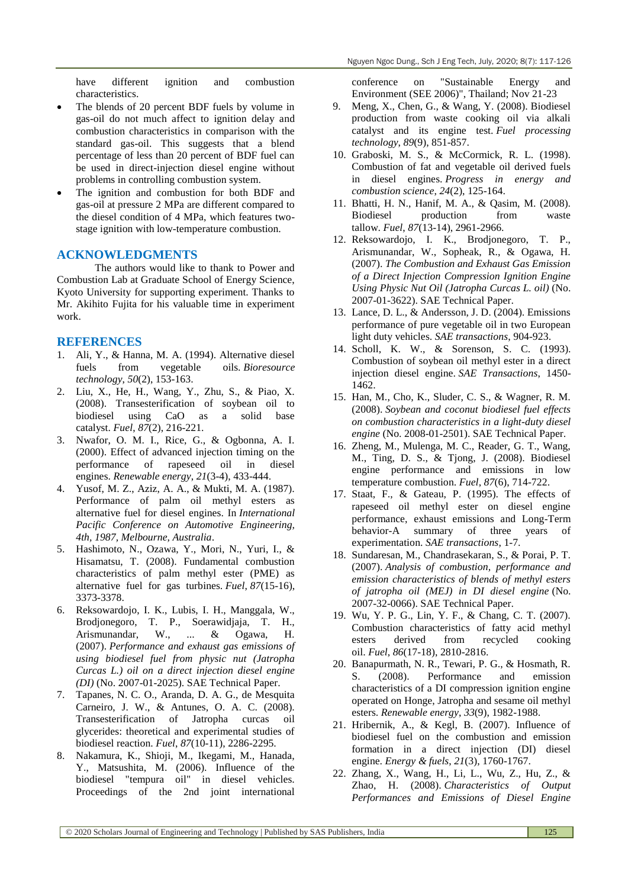have different ignition and combustion characteristics.

- The blends of 20 percent BDF fuels by volume in gas-oil do not much affect to ignition delay and combustion characteristics in comparison with the standard gas-oil. This suggests that a blend percentage of less than 20 percent of BDF fuel can be used in direct-injection diesel engine without problems in controlling combustion system.
- The ignition and combustion for both BDF and gas-oil at pressure 2 MPa are different compared to the diesel condition of 4 MPa, which features two-stage ignition with low-temperature combustion.

## ACKNOWLEDGMENTS

The authors would like to thank to Power and Combustion Lab at Graduate School of Energy Science, Kyoto University for supporting experiment. Thanks to Mr. Akihito Fujita for his valuable time in experiment work.

## REFERENCES

1. Ali, Y., & Hanna, M. A. (1994). Alternative diesel fuels from vegetable oils. *Bioresource technology*, *50*(2), 153-163.
2. Liu, X., He, H., Wang, Y., Zhu, S., & Piao, X. (2008). Transesterification of soybean oil to biodiesel using CaO as a solid base catalyst. *Fuel*, *87*(2), 216-221.
3. Nwafor, O. M. I., Rice, G., & Ogbonna, A. I. (2000). Effect of advanced injection timing on the performance of rapeseed oil in diesel engines. *Renewable energy*, *21*(3-4), 433-444.
4. Yusof, M. Z., Aziz, A. A., & Mukti, M. A. (1987). Performance of palm oil methyl esters as alternative fuel for diesel engines. In *International Pacific Conference on Automotive Engineering, 4th, 1987, Melbourne, Australia*.
5. Hashimoto, N., Ozawa, Y., Mori, N., Yuri, I., & Hisamatsu, T. (2008). Fundamental combustion characteristics of palm methyl ester (PME) as alternative fuel for gas turbines. *Fuel*, *87*(15-16), 3373-3378.
6. Reksowardojo, I. K., Lubis, I. H., Manggala, W., Brodjonegoro, T. P., Soerawidjaja, T. H., Arismunandar, W., ... & Ogawa, H. (2007). *Performance and exhaust gas emissions of using biodiesel fuel from physic nut (Jatropha Curcas L.) oil on a direct injection diesel engine (DI)* (No. 2007-01-2025). SAE Technical Paper.
7. Tapanes, N. C. O., Aranda, D. A. G., de Mesquita Carneiro, J. W., & Antunes, O. A. C. (2008). Transesterification of Jatropha curcas oil glycerides: theoretical and experimental studies of biodiesel reaction. *Fuel*, *87*(10-11), 2286-2295.
8. Nakamura, K., Shioji, M., Ikegami, M., Hanada, Y., Matsushita, M. (2006). Influence of the biodiesel "tempura oil" in diesel vehicles. Proceedings of the 2nd joint international conference on "Sustainable Energy and Environment (SEE 2006)", Thailand; Nov 21-23
9. Meng, X., Chen, G., & Wang, Y. (2008). Biodiesel production from waste cooking oil via alkali catalyst and its engine test. *Fuel processing technology*, *89*(9), 851-857.
10. Graboski, M. S., & McCormick, R. L. (1998). Combustion of fat and vegetable oil derived fuels in diesel engines. *Progress in energy and combustion science*, *24*(2), 125-164.
11. Bhatti, H. N., Hanif, M. A., & Qasim, M. (2008). Biodiesel production from waste tallow. *Fuel*, *87*(13-14), 2961-2966.
12. Reksowardojo, I. K., Brodjonegoro, T. P., Arismunandar, W., Sopheak, R., & Ogawa, H. (2007). *The Combustion and Exhaust Gas Emission of a Direct Injection Compression Ignition Engine Using Physic Nut Oil (Jatropha Curcas L. oil)* (No. 2007-01-3622). SAE Technical Paper.
13. Lance, D. L., & Andersson, J. D. (2004). Emissions performance of pure vegetable oil in two European light duty vehicles. *SAE transactions*, 904-923.
14. Scholl, K. W., & Sorenson, S. C. (1993). Combustion of soybean oil methyl ester in a direct injection diesel engine. *SAE Transactions*, 1450-1462.
15. Han, M., Cho, K., Sluder, C. S., & Wagner, R. M. (2008). *Soybean and coconut biodiesel fuel effects on combustion characteristics in a light-duty diesel engine* (No. 2008-01-2501). SAE Technical Paper.
16. Zheng, M., Mulenga, M. C., Reader, G. T., Wang, M., Ting, D. S., & Tjong, J. (2008). Biodiesel engine performance and emissions in low temperature combustion. *Fuel*, *87*(6), 714-722.
17. Staat, F., & Gateau, P. (1995). The effects of rapeseed oil methyl ester on diesel engine performance, exhaust emissions and Long-Term behavior-A summary of three years of experimentation. *SAE transactions*, 1-7.
18. Sundaresan, M., Chandrasekaran, S., & Porai, P. T. (2007). *Analysis of combustion, performance and emission characteristics of blends of methyl esters of jatropha oil (MEJ) in DI diesel engine* (No. 2007-32-0066). SAE Technical Paper.
19. Wu, Y. P. G., Lin, Y. F., & Chang, C. T. (2007). Combustion characteristics of fatty acid methyl esters derived from recycled cooking oil. *Fuel*, *86*(17-18), 2810-2816.
20. Banapurmath, N. R., Tewari, P. G., & Hosmath, R. S. (2008). Performance and emission characteristics of a DI compression ignition engine operated on Honge, Jatropha and sesame oil methyl esters. *Renewable energy*, *33*(9), 1982-1988.
21. Hribernik, A., & Kegl, B. (2007). Influence of biodiesel fuel on the combustion and emission formation in a direct injection (DI) diesel engine. *Energy & fuels*, *21*(3), 1760-1767.
22. Zhang, X., Wang, H., Li, L., Wu, Z., Hu, Z., & Zhao, H. (2008). *Characteristics of Output Performances and Emissions of Diesel Engine*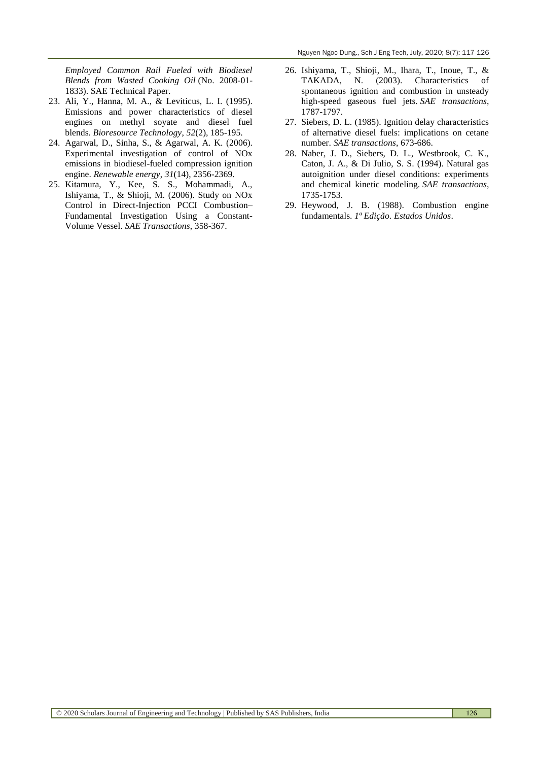*Employed Common Rail Fueled with Biodiesel Blends from Wasted Cooking Oil* (No. 2008-01-1833). SAE Technical Paper.

23. Ali, Y., Hanna, M. A., & Leviticus, L. I. (1995). Emissions and power characteristics of diesel engines on methyl soyate and diesel fuel blends. *Bioresource Technology*, *52*(2), 185-195.
24. Agarwal, D., Sinha, S., & Agarwal, A. K. (2006). Experimental investigation of control of NOx emissions in biodiesel-fueled compression ignition engine. *Renewable energy*, *31*(14), 2356-2369.
25. Kitamura, Y., Kee, S. S., Mohammadi, A., Ishiyama, T., & Shioji, M. (2006). Study on NOx Control in Direct-Injection PCCI Combustion–Fundamental Investigation Using a Constant-Volume Vessel. *SAE Transactions*, 358-367.
26. Ishiyama, T., Shioji, M., Ihara, T., Inoue, T., & TAKADA, N. (2003). Characteristics of spontaneous ignition and combustion in unsteady high-speed gaseous fuel jets. *SAE transactions*, 1787-1797.
27. Siebers, D. L. (1985). Ignition delay characteristics of alternative diesel fuels: implications on cetane number. *SAE transactions*, 673-686.
28. Naber, J. D., Siebers, D. L., Westbrook, C. K., Caton, J. A., & Di Julio, S. S. (1994). Natural gas autoignition under diesel conditions: experiments and chemical kinetic modeling. *SAE transactions*, 1735-1753.
29. Heywood, J. B. (1988). Combustion engine fundamentals. *1ª Edição. Estados Unidos*.